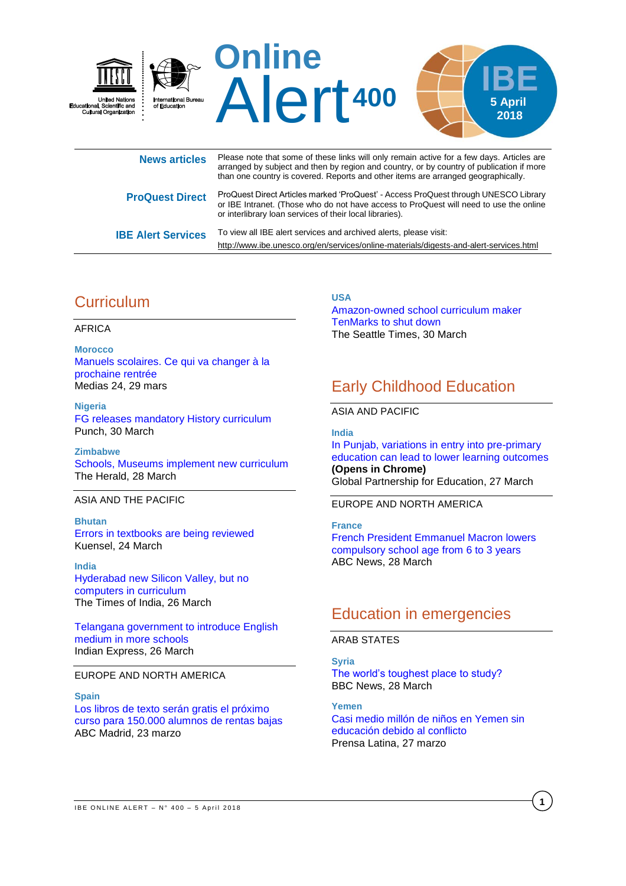# Online Alert 400

**IBE 5 April 2018**

United Nations Educational, Scientific and Cultural Organization — International Bureau of Education

| | |
|---|---|
| **News articles** | Please note that some of these links will only remain active for a few days. Articles are arranged by subject and then by region and country, or by country of publication if more than one country is covered. Reports and other items are arranged geographically. |
| **ProQuest Direct** | ProQuest Direct Articles marked 'ProQuest' - Access ProQuest through UNESCO Library or IBE Intranet. (Those who do not have access to ProQuest will need to use the online or interlibrary loan services of their local libraries). |
| **IBE Alert Services** | To view all IBE alert services and archived alerts, please visit: http://www.ibe.unesco.org/en/services/online-materials/digests-and-alert-services.html |

## Curriculum

AFRICA

**Morocco**
Manuels scolaires. Ce qui va changer à la prochaine rentrée
Medias 24, 29 mars

**Nigeria**
FG releases mandatory History curriculum
Punch, 30 March

**Zimbabwe**
Schools, Museums implement new curriculum
The Herald, 28 March

ASIA AND THE PACIFIC

**Bhutan**
Errors in textbooks are being reviewed
Kuensel, 24 March

**India**
Hyderabad new Silicon Valley, but no computers in curriculum
The Times of India, 26 March

Telangana government to introduce English medium in more schools
Indian Express, 26 March

EUROPE AND NORTH AMERICA

**Spain**
Los libros de texto serán gratis el próximo curso para 150.000 alumnos de rentas bajas
ABC Madrid, 23 marzo

**USA**
Amazon-owned school curriculum maker TenMarks to shut down
The Seattle Times, 30 March

## Early Childhood Education

ASIA AND PACIFIC

**India**
In Punjab, variations in entry into pre-primary education can lead to lower learning outcomes **(Opens in Chrome)**
Global Partnership for Education, 27 March

EUROPE AND NORTH AMERICA

**France**
French President Emmanuel Macron lowers compulsory school age from 6 to 3 years
ABC News, 28 March

## Education in emergencies

ARAB STATES

**Syria**
The world's toughest place to study?
BBC News, 28 March

**Yemen**
Casi medio millón de niños en Yemen sin educación debido al conflicto
Prensa Latina, 27 marzo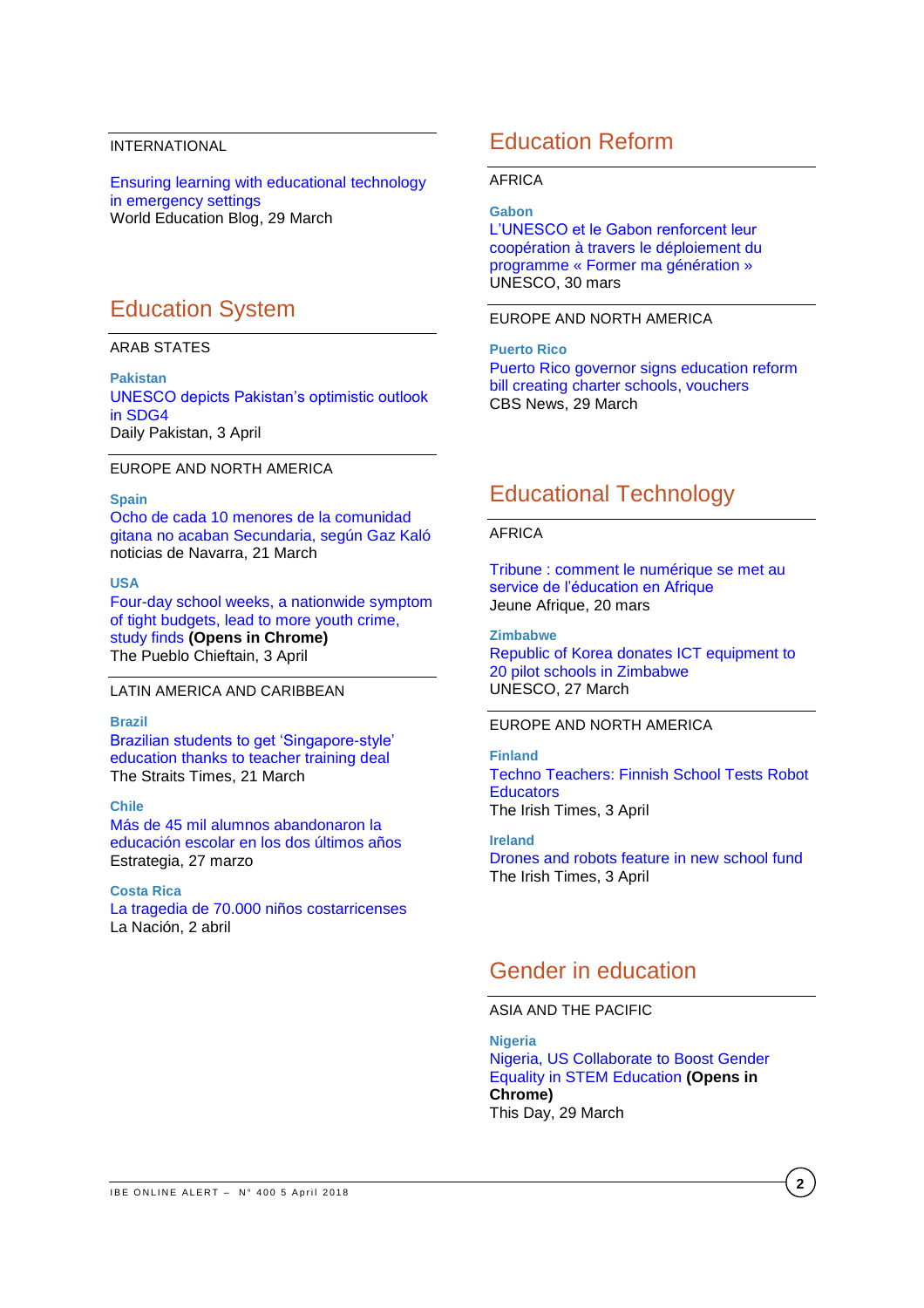INTERNATIONAL

Ensuring learning with educational technology in emergency settings
World Education Blog, 29 March

## Education System

ARAB STATES

**Pakistan**
UNESCO depicts Pakistan's optimistic outlook in SDG4
Daily Pakistan, 3 April

EUROPE AND NORTH AMERICA

**Spain**
Ocho de cada 10 menores de la comunidad gitana no acaban Secundaria, según Gaz Kaló
noticias de Navarra, 21 March

**USA**
Four-day school weeks, a nationwide symptom of tight budgets, lead to more youth crime, study finds **(Opens in Chrome)**
The Pueblo Chieftain, 3 April

LATIN AMERICA AND CARIBBEAN

**Brazil**
Brazilian students to get 'Singapore-style' education thanks to teacher training deal
The Straits Times, 21 March

**Chile**
Más de 45 mil alumnos abandonaron la educación escolar en los dos últimos años
Estrategia, 27 marzo

**Costa Rica**
La tragedia de 70.000 niños costarricenses
La Nación, 2 abril

## Education Reform

AFRICA

**Gabon**
L'UNESCO et le Gabon renforcent leur coopération à travers le déploiement du programme « Former ma génération »
UNESCO, 30 mars

EUROPE AND NORTH AMERICA

**Puerto Rico**
Puerto Rico governor signs education reform bill creating charter schools, vouchers
CBS News, 29 March

## Educational Technology

AFRICA

Tribune : comment le numérique se met au service de l'éducation en Afrique
Jeune Afrique, 20 mars

**Zimbabwe**
Republic of Korea donates ICT equipment to 20 pilot schools in Zimbabwe
UNESCO, 27 March

EUROPE AND NORTH AMERICA

**Finland**
Techno Teachers: Finnish School Tests Robot Educators
The Irish Times, 3 April

**Ireland**
Drones and robots feature in new school fund
The Irish Times, 3 April

## Gender in education

ASIA AND THE PACIFIC

**Nigeria**
Nigeria, US Collaborate to Boost Gender Equality in STEM Education **(Opens in Chrome)**
This Day, 29 March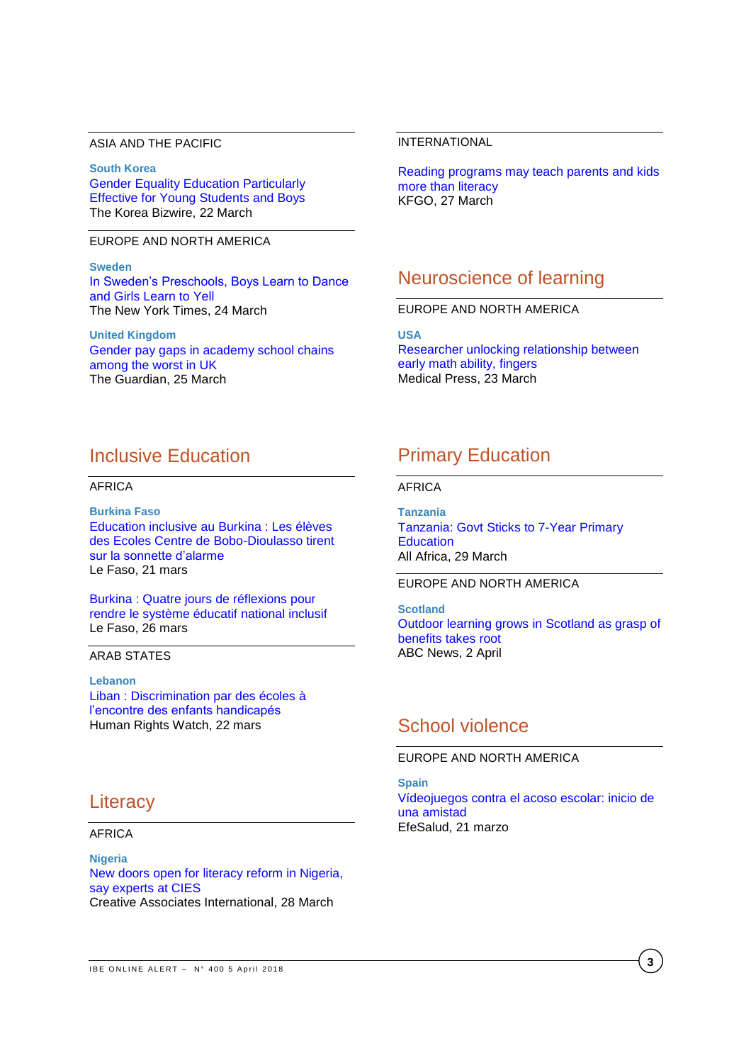ASIA AND THE PACIFIC

**South Korea**
Gender Equality Education Particularly Effective for Young Students and Boys
The Korea Bizwire, 22 March

EUROPE AND NORTH AMERICA

**Sweden**
In Sweden's Preschools, Boys Learn to Dance and Girls Learn to Yell
The New York Times, 24 March

**United Kingdom**
Gender pay gaps in academy school chains among the worst in UK
The Guardian, 25 March

INTERNATIONAL

Reading programs may teach parents and kids more than literacy
KFGO, 27 March

## Neuroscience of learning

EUROPE AND NORTH AMERICA

**USA**
Researcher unlocking relationship between early math ability, fingers
Medical Press, 23 March

## Inclusive Education

AFRICA

**Burkina Faso**
Education inclusive au Burkina : Les élèves des Ecoles Centre de Bobo-Dioulasso tirent sur la sonnette d'alarme
Le Faso, 21 mars

Burkina : Quatre jours de réflexions pour rendre le système éducatif national inclusif
Le Faso, 26 mars

ARAB STATES

**Lebanon**
Liban : Discrimination par des écoles à l'encontre des enfants handicapés
Human Rights Watch, 22 mars

## Literacy

AFRICA

**Nigeria**
New doors open for literacy reform in Nigeria, say experts at CIES
Creative Associates International, 28 March

## Primary Education

AFRICA

**Tanzania**
Tanzania: Govt Sticks to 7-Year Primary Education
All Africa, 29 March

EUROPE AND NORTH AMERICA

**Scotland**
Outdoor learning grows in Scotland as grasp of benefits takes root
ABC News, 2 April

## School violence

EUROPE AND NORTH AMERICA

**Spain**
Vídeojuegos contra el acoso escolar: inicio de una amistad
EfeSalud, 21 marzo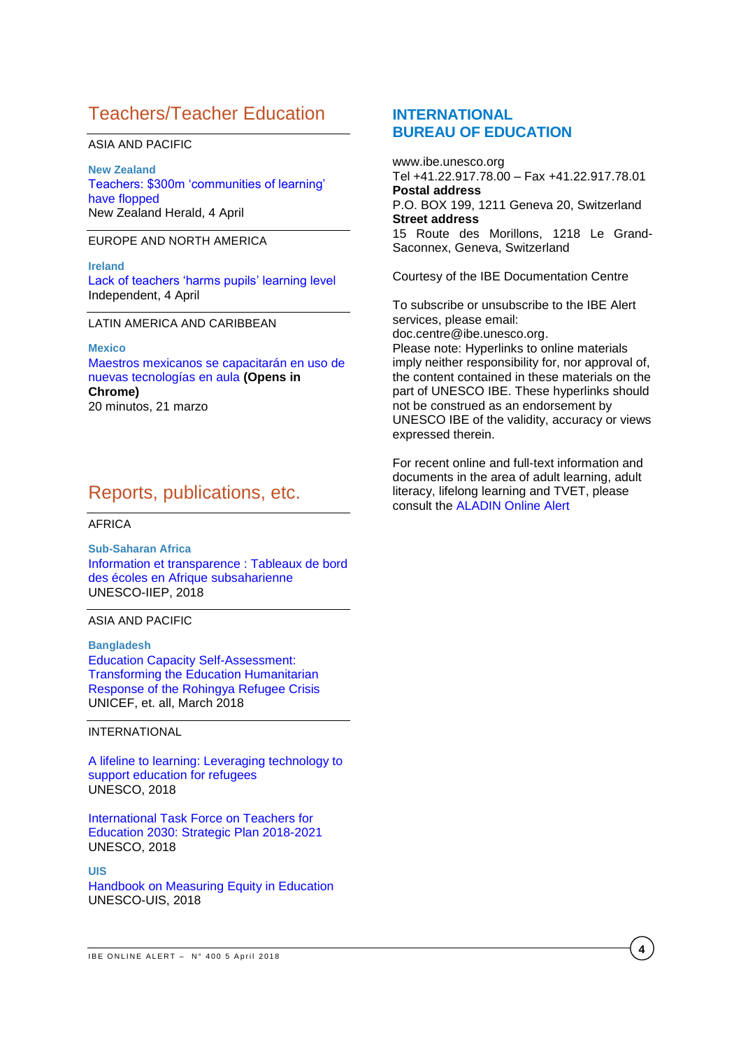## Teachers/Teacher Education

ASIA AND PACIFIC

**New Zealand**
Teachers: $300m 'communities of learning' have flopped
New Zealand Herald, 4 April

EUROPE AND NORTH AMERICA

**Ireland**
Lack of teachers 'harms pupils' learning level
Independent, 4 April

LATIN AMERICA AND CARIBBEAN

**Mexico**
Maestros mexicanos se capacitarán en uso de nuevas tecnologías en aula **(Opens in Chrome)**
20 minutos, 21 marzo

## Reports, publications, etc.

AFRICA

**Sub-Saharan Africa**
Information et transparence : Tableaux de bord des écoles en Afrique subsaharienne
UNESCO-IIEP, 2018

ASIA AND PACIFIC

**Bangladesh**
Education Capacity Self-Assessment: Transforming the Education Humanitarian Response of the Rohingya Refugee Crisis
UNICEF, et. all, March 2018

INTERNATIONAL

A lifeline to learning: Leveraging technology to support education for refugees
UNESCO, 2018

International Task Force on Teachers for Education 2030: Strategic Plan 2018-2021
UNESCO, 2018

**UIS**
Handbook on Measuring Equity in Education
UNESCO-UIS, 2018

## INTERNATIONAL BUREAU OF EDUCATION

www.ibe.unesco.org
Tel +41.22.917.78.00 – Fax +41.22.917.78.01
**Postal address**
P.O. BOX 199, 1211 Geneva 20, Switzerland
**Street address**
15 Route des Morillons, 1218 Le Grand-Saconnex, Geneva, Switzerland

Courtesy of the IBE Documentation Centre

To subscribe or unsubscribe to the IBE Alert services, please email: doc.centre@ibe.unesco.org.
Please note: Hyperlinks to online materials imply neither responsibility for, nor approval of, the content contained in these materials on the part of UNESCO IBE. These hyperlinks should not be construed as an endorsement by UNESCO IBE of the validity, accuracy or views expressed therein.

For recent online and full-text information and documents in the area of adult learning, adult literacy, lifelong learning and TVET, please consult the ALADIN Online Alert